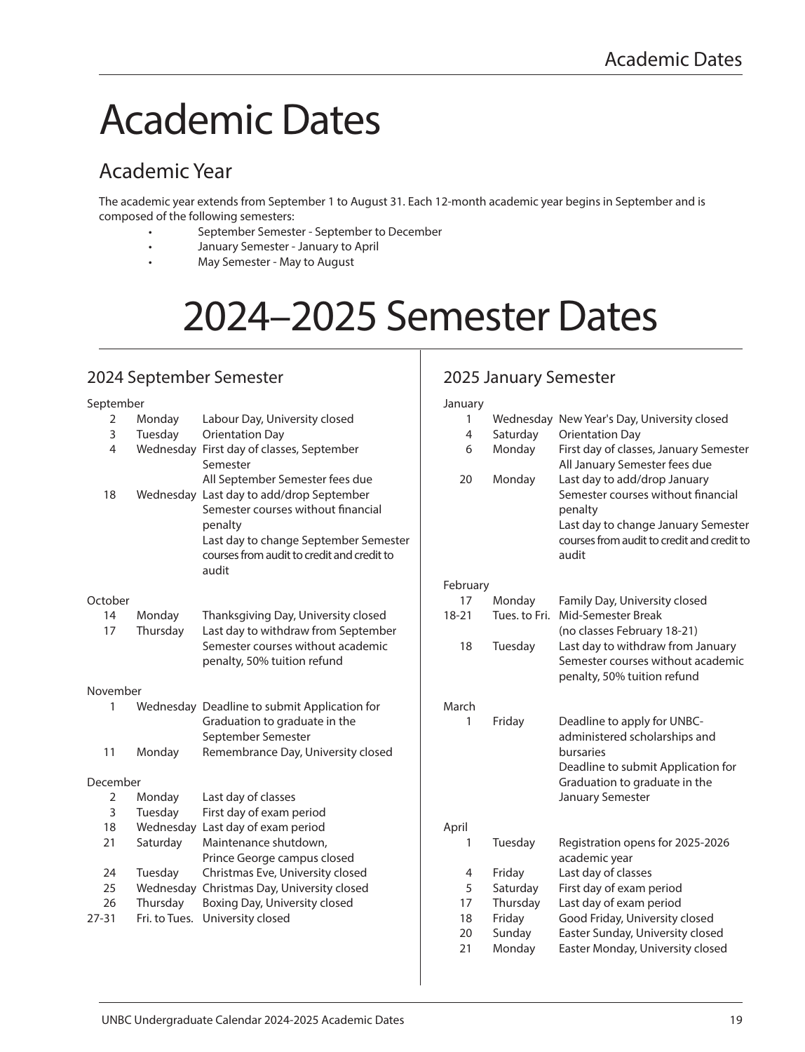# Academic Dates

## Academic Year

The academic year extends from September 1 to August 31. Each 12-month academic year begins in September and is composed of the following semesters:

- September Semester - September to December
- January Semester - January to April
- May Semester - May to August

# 2024–2025 Semester Dates

## 2024 September Semester

**September**

| Date | Day | Event |
|---|---|---|
| 2 | Monday | Labour Day, University closed |
| 3 | Tuesday | Orientation Day |
| 4 | Wednesday | First day of classes, September Semester<br>All September Semester fees due |
| 18 | Wednesday | Last day to add/drop September Semester courses without financial penalty<br>Last day to change September Semester courses from audit to credit and credit to audit |

**October**

| Date | Day | Event |
|---|---|---|
| 14 | Monday | Thanksgiving Day, University closed |
| 17 | Thursday | Last day to withdraw from September Semester courses without academic penalty, 50% tuition refund |

**November**

| Date | Day | Event |
|---|---|---|
| 1 | Wednesday | Deadline to submit Application for Graduation to graduate in the September Semester |
| 11 | Monday | Remembrance Day, University closed |

**December**

| Date | Day | Event |
|---|---|---|
| 2 | Monday | Last day of classes |
| 3 | Tuesday | First day of exam period |
| 18 | Wednesday | Last day of exam period |
| 21 | Saturday | Maintenance shutdown,<br>Prince George campus closed |
| 24 | Tuesday | Christmas Eve, University closed |
| 25 | Wednesday | Christmas Day, University closed |
| 26 | Thursday | Boxing Day, University closed |
| 27-31 | Fri. to Tues. | University closed |

## 2025 January Semester

**January**

| Date | Day | Event |
|---|---|---|
| 1 | Wednesday | New Year's Day, University closed |
| 4 | Saturday | Orientation Day |
| 6 | Monday | First day of classes, January Semester<br>All January Semester fees due |
| 20 | Monday | Last day to add/drop January Semester courses without financial penalty<br>Last day to change January Semester courses from audit to credit and credit to audit |

**February**

| Date | Day | Event |
|---|---|---|
| 17 | Monday | Family Day, University closed |
| 18-21 | Tues. to Fri. | Mid-Semester Break<br>(no classes February 18-21) |
| 18 | Tuesday | Last day to withdraw from January Semester courses without academic penalty, 50% tuition refund |

**March**

| Date | Day | Event |
|---|---|---|
| 1 | Friday | Deadline to apply for UNBC-administered scholarships and bursaries<br>Deadline to submit Application for Graduation to graduate in the January Semester |

**April**

| Date | Day | Event |
|---|---|---|
| 1 | Tuesday | Registration opens for 2025-2026 academic year |
| 4 | Friday | Last day of classes |
| 5 | Saturday | First day of exam period |
| 17 | Thursday | Last day of exam period |
| 18 | Friday | Good Friday, University closed |
| 20 | Sunday | Easter Sunday, University closed |
| 21 | Monday | Easter Monday, University closed |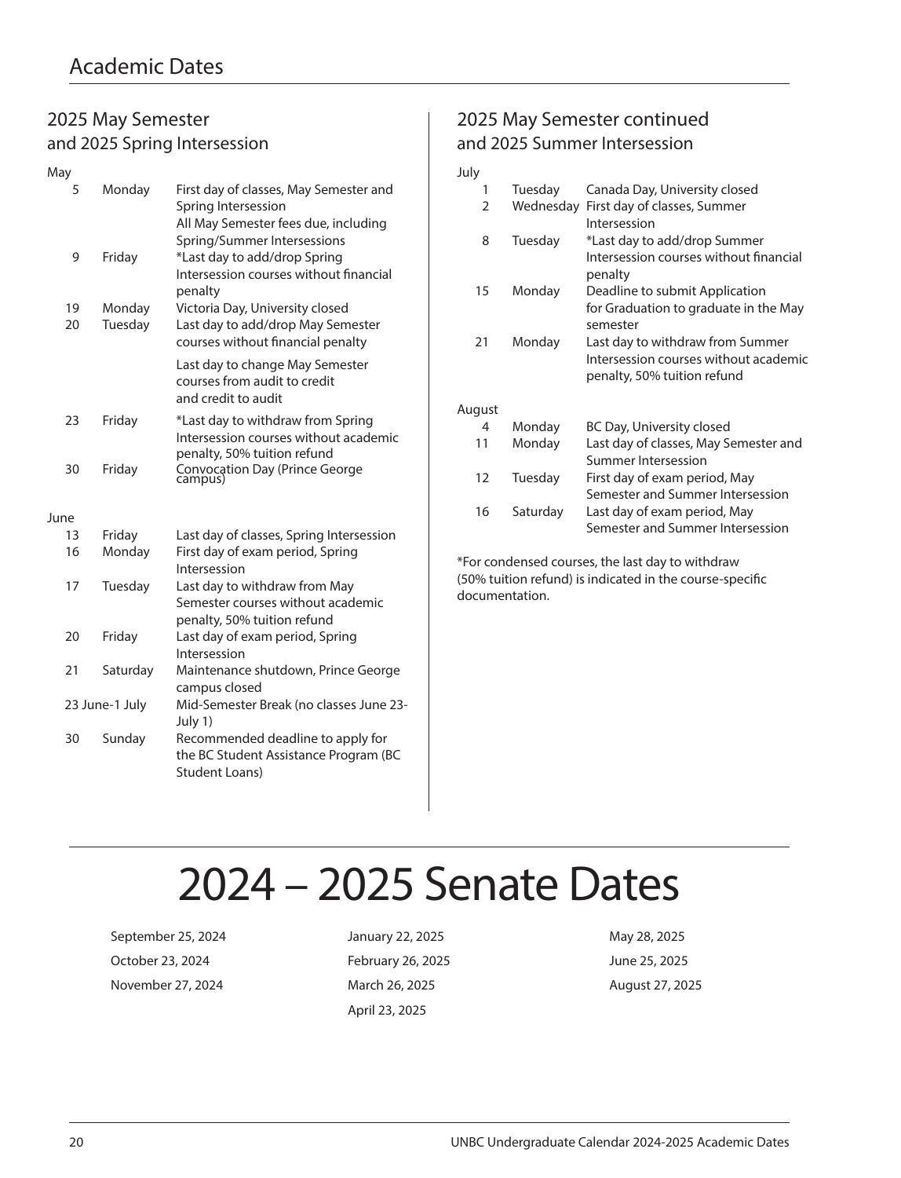# Academic Dates

## 2025 May Semester and 2025 Spring Intersession

**May**

| | | |
|---|---|---|
| 5 | Monday | First day of classes, May Semester and Spring Intersession<br>All May Semester fees due, including Spring/Summer Intersessions |
| 9 | Friday | *Last day to add/drop Spring Intersession courses without financial penalty |
| 19 | Monday | Victoria Day, University closed |
| 20 | Tuesday | Last day to add/drop May Semester courses without financial penalty<br>Last day to change May Semester courses from audit to credit and credit to audit |
| 23 | Friday | *Last day to withdraw from Spring Intersession courses without academic penalty, 50% tuition refund |
| 30 | Friday | Convocation Day (Prince George campus) |

**June**

| | | |
|---|---|---|
| 13 | Friday | Last day of classes, Spring Intersession |
| 16 | Monday | First day of exam period, Spring Intersession |
| 17 | Tuesday | Last day to withdraw from May Semester courses without academic penalty, 50% tuition refund |
| 20 | Friday | Last day of exam period, Spring Intersession |
| 21 | Saturday | Maintenance shutdown, Prince George campus closed |
| 23 June-1 July | | Mid-Semester Break (no classes June 23-July 1) |
| 30 | Sunday | Recommended deadline to apply for the BC Student Assistance Program (BC Student Loans) |

## 2025 May Semester continued and 2025 Summer Intersession

**July**

| | | |
|---|---|---|
| 1 | Tuesday | Canada Day, University closed |
| 2 | Wednesday | First day of classes, Summer Intersession |
| 8 | Tuesday | *Last day to add/drop Summer Intersession courses without financial penalty |
| 15 | Monday | Deadline to submit Application for Graduation to graduate in the May semester |
| 21 | Monday | Last day to withdraw from Summer Intersession courses without academic penalty, 50% tuition refund |

**August**

| | | |
|---|---|---|
| 4 | Monday | BC Day, University closed |
| 11 | Monday | Last day of classes, May Semester and Summer Intersession |
| 12 | Tuesday | First day of exam period, May Semester and Summer Intersession |
| 16 | Saturday | Last day of exam period, May Semester and Summer Intersession |

*For condensed courses, the last day to withdraw (50% tuition refund) is indicated in the course-specific documentation.

# 2024 – 2025 Senate Dates

September 25, 2024
October 23, 2024
November 27, 2024
January 22, 2025
February 26, 2025
March 26, 2025
April 23, 2025
May 28, 2025
June 25, 2025
August 27, 2025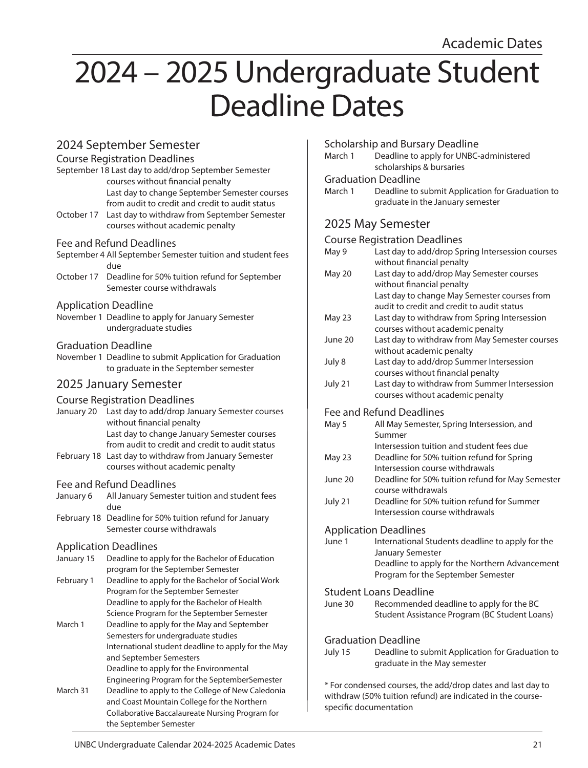Academic Dates

# 2024 – 2025 Undergraduate Student Deadline Dates

## 2024 September Semester

### Course Registration Deadlines

- **September 18** Last day to add/drop September Semester courses without financial penalty
  Last day to change September Semester courses from audit to credit and credit to audit status
- **October 17** Last day to withdraw from September Semester courses without academic penalty

### Fee and Refund Deadlines

- **September 4** All September Semester tuition and student fees due
- **October 17** Deadline for 50% tuition refund for September Semester course withdrawals

### Application Deadline

- **November 1** Deadline to apply for January Semester undergraduate studies

### Graduation Deadline

- **November 1** Deadline to submit Application for Graduation to graduate in the September semester

## 2025 January Semester

### Course Registration Deadlines

- **January 20** Last day to add/drop January Semester courses without financial penalty
  Last day to change January Semester courses from audit to credit and credit to audit status
- **February 18** Last day to withdraw from January Semester courses without academic penalty

### Fee and Refund Deadlines

- **January 6** All January Semester tuition and student fees due
- **February 18** Deadline for 50% tuition refund for January Semester course withdrawals

### Application Deadlines

- **January 15** Deadline to apply for the Bachelor of Education program for the September Semester
- **February 1** Deadline to apply for the Bachelor of Social Work Program for the September Semester
  Deadline to apply for the Bachelor of Health Science Program for the September Semester
- **March 1** Deadline to apply for the May and September Semesters for undergraduate studies
  International student deadline to apply for the May and September Semesters
  Deadline to apply for the Environmental Engineering Program for the SeptemberSemester
- **March 31** Deadline to apply to the College of New Caledonia and Coast Mountain College for the Northern Collaborative Baccalaureate Nursing Program for the September Semester

### Scholarship and Bursary Deadline

- **March 1** Deadline to apply for UNBC-administered scholarships & bursaries

### Graduation Deadline

- **March 1** Deadline to submit Application for Graduation to graduate in the January semester

## 2025 May Semester

### Course Registration Deadlines

- **May 9** Last day to add/drop Spring Intersession courses without financial penalty
- **May 20** Last day to add/drop May Semester courses without financial penalty
  Last day to change May Semester courses from audit to credit and credit to audit status
- **May 23** Last day to withdraw from Spring Intersession courses without academic penalty
- **June 20** Last day to withdraw from May Semester courses without academic penalty
- **July 8** Last day to add/drop Summer Intersession courses without financial penalty
- **July 21** Last day to withdraw from Summer Intersession courses without academic penalty

### Fee and Refund Deadlines

- **May 5** All May Semester, Spring Intersession, and Summer
  Intersession tuition and student fees due
- **May 23** Deadline for 50% tuition refund for Spring Intersession course withdrawals
- **June 20** Deadline for 50% tuition refund for May Semester course withdrawals
- **July 21** Deadline for 50% tuition refund for Summer Intersession course withdrawals

### Application Deadlines

- **June 1** International Students deadline to apply for the January Semester
  Deadline to apply for the Northern Advancement Program for the September Semester

### Student Loans Deadline

- **June 30** Recommended deadline to apply for the BC Student Assistance Program (BC Student Loans)

### Graduation Deadline

- **July 15** Deadline to submit Application for Graduation to graduate in the May semester

* For condensed courses, the add/drop dates and last day to withdraw (50% tuition refund) are indicated in the course-specific documentation